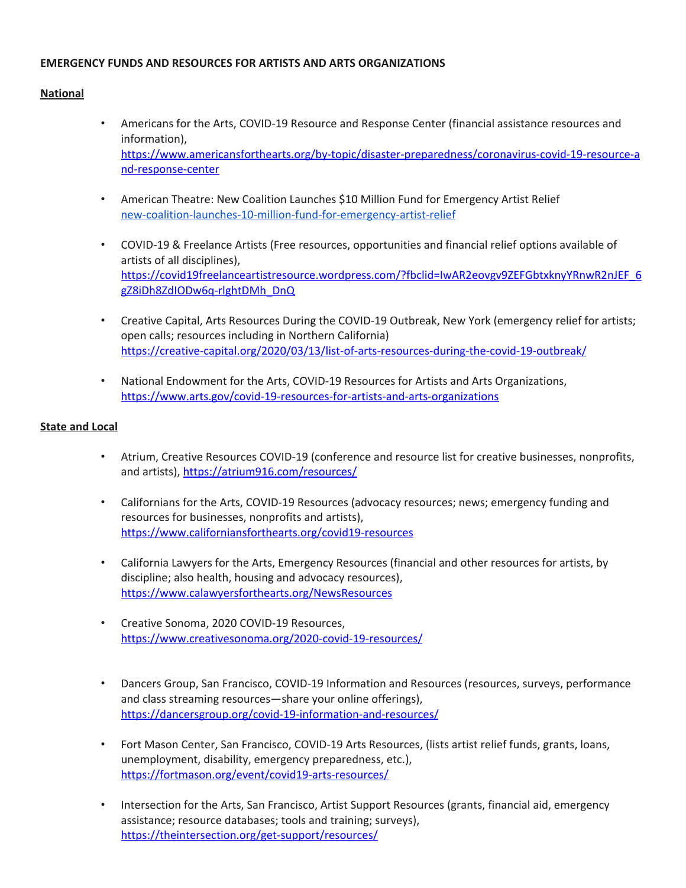**EMERGENCY FUNDS AND RESOURCES FOR ARTISTS AND ARTS ORGANIZATIONS**

**National**

- Americans for the Arts, COVID-19 Resource and Response Center (financial assistance resources and information), https://www.americansforthearts.org/by-topic/disaster-preparedness/coronavirus-covid-19-resource-and-response-center

- American Theatre: New Coalition Launches $10 Million Fund for Emergency Artist Relief new-coalition-launches-10-million-fund-for-emergency-artist-relief

- COVID-19 & Freelance Artists (Free resources, opportunities and financial relief options available of artists of all disciplines), https://covid19freelanceartistresource.wordpress.com/?fbclid=IwAR2eovgv9ZEFGbtxknyYRnwR2nJEF_6gZ8iDh8ZdIODw6q-rlghtDMh_DnQ

- Creative Capital, Arts Resources During the COVID-19 Outbreak, New York (emergency relief for artists; open calls; resources including in Northern California) https://creative-capital.org/2020/03/13/list-of-arts-resources-during-the-covid-19-outbreak/

- National Endowment for the Arts, COVID-19 Resources for Artists and Arts Organizations, https://www.arts.gov/covid-19-resources-for-artists-and-arts-organizations

**State and Local**

- Atrium, Creative Resources COVID-19 (conference and resource list for creative businesses, nonprofits, and artists), https://atrium916.com/resources/

- Californians for the Arts, COVID-19 Resources (advocacy resources; news; emergency funding and resources for businesses, nonprofits and artists), https://www.californiansforthearts.org/covid19-resources

- California Lawyers for the Arts, Emergency Resources (financial and other resources for artists, by discipline; also health, housing and advocacy resources), https://www.calawyersforthearts.org/NewsResources

- Creative Sonoma, 2020 COVID-19 Resources, https://www.creativesonoma.org/2020-covid-19-resources/

- Dancers Group, San Francisco, COVID-19 Information and Resources (resources, surveys, performance and class streaming resources—share your online offerings), https://dancersgroup.org/covid-19-information-and-resources/

- Fort Mason Center, San Francisco, COVID-19 Arts Resources, (lists artist relief funds, grants, loans, unemployment, disability, emergency preparedness, etc.), https://fortmason.org/event/covid19-arts-resources/

- Intersection for the Arts, San Francisco, Artist Support Resources (grants, financial aid, emergency assistance; resource databases; tools and training; surveys), https://theintersection.org/get-support/resources/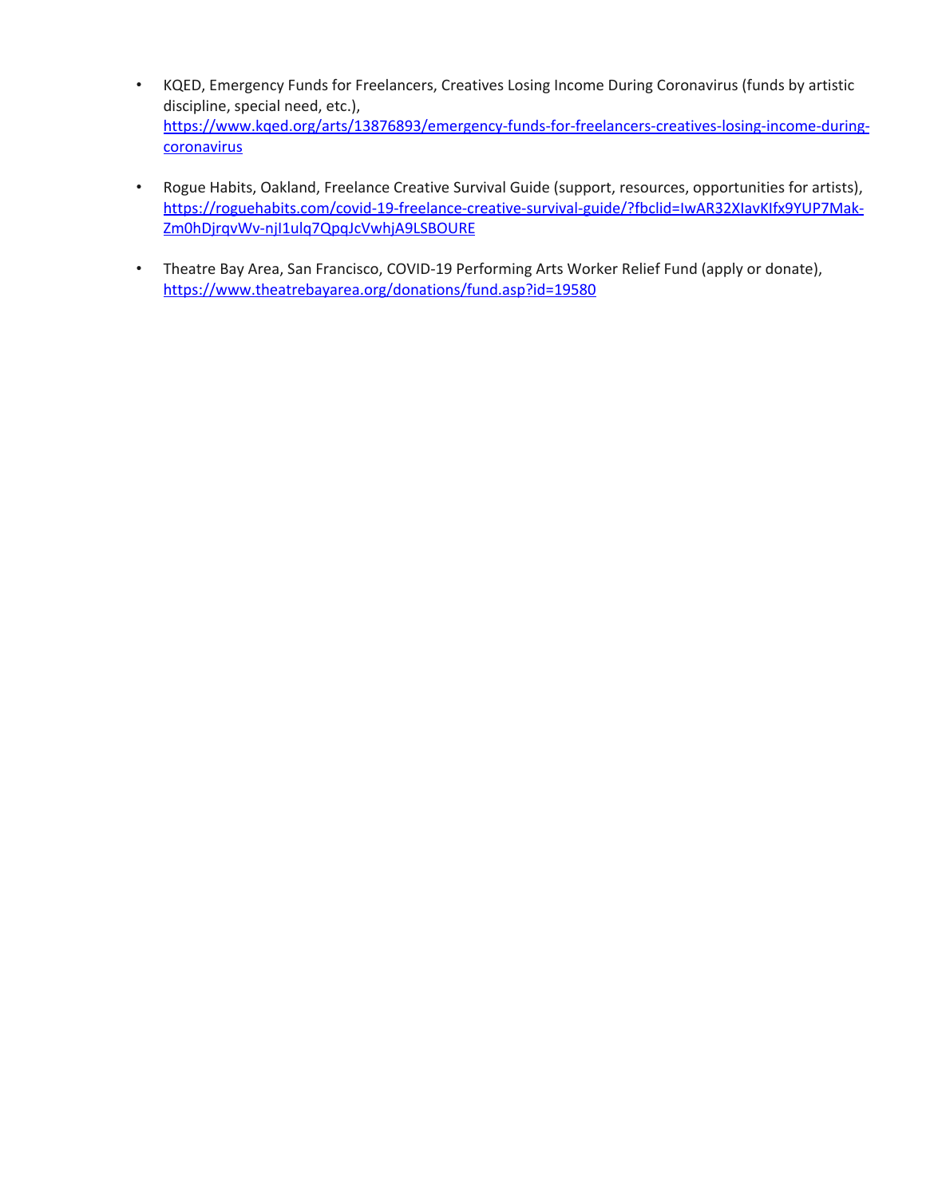- KQED, Emergency Funds for Freelancers, Creatives Losing Income During Coronavirus (funds by artistic discipline, special need, etc.), https://www.kqed.org/arts/13876893/emergency-funds-for-freelancers-creatives-losing-income-during-coronavirus

- Rogue Habits, Oakland, Freelance Creative Survival Guide (support, resources, opportunities for artists), https://roguehabits.com/covid-19-freelance-creative-survival-guide/?fbclid=IwAR32XIavKIfx9YUP7Mak-Zm0hDjrqvWv-njI1ulq7QpqJcVwhjA9LSBOURE

- Theatre Bay Area, San Francisco, COVID-19 Performing Arts Worker Relief Fund (apply or donate), https://www.theatrebayarea.org/donations/fund.asp?id=19580